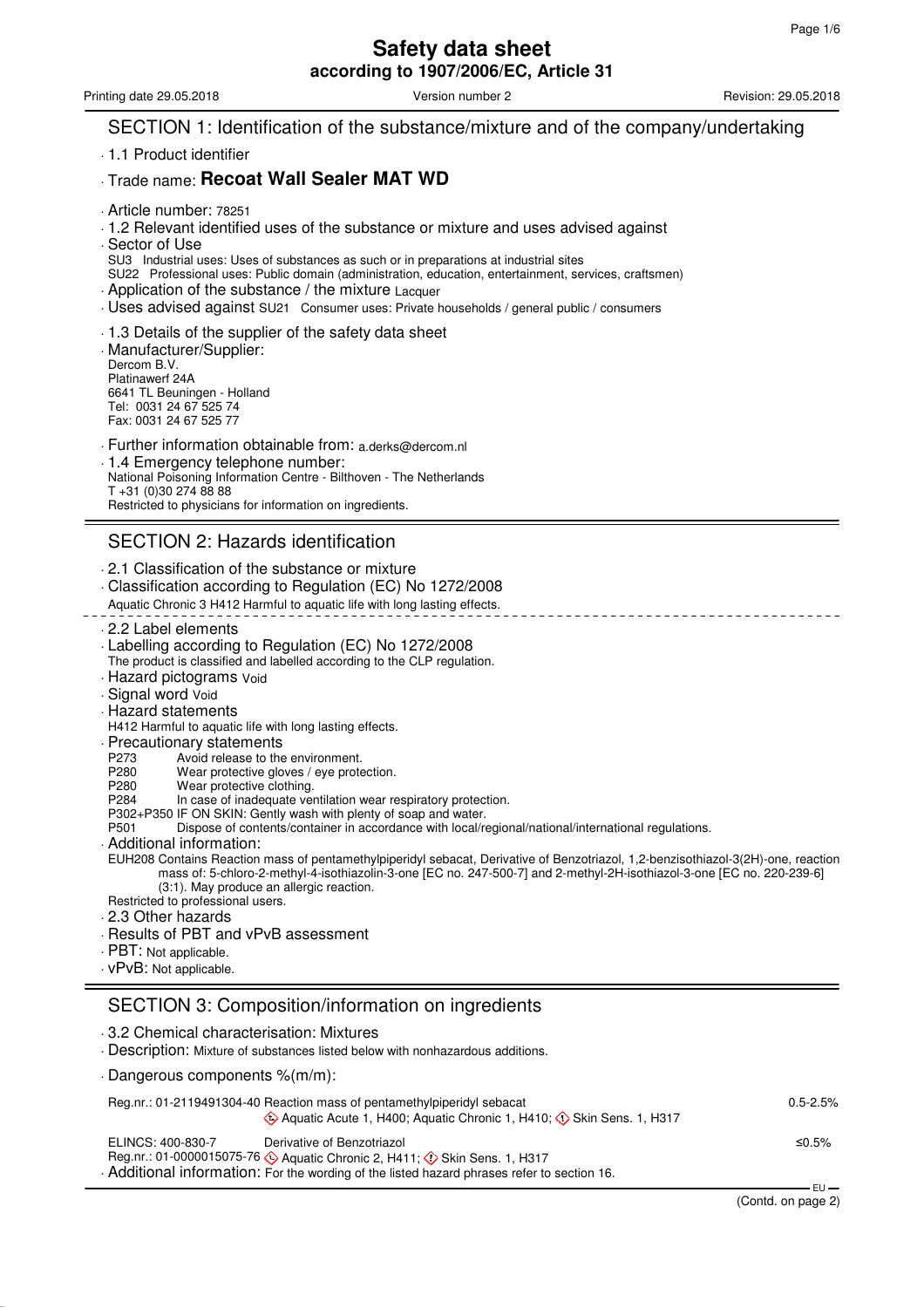# Safety data sheet

**according to 1907/2006/EC, Article 31**

Printing date 29.05.2018 | Version number 2 | Revision: 29.05.2018

## SECTION 1: Identification of the substance/mixture and of the company/undertaking

- 1.1 Product identifier
- Trade name: **Recoat Wall Sealer MAT WD**
- Article number: 78251
- 1.2 Relevant identified uses of the substance or mixture and uses advised against
- Sector of Use
  SU3 Industrial uses: Uses of substances as such or in preparations at industrial sites
  SU22 Professional uses: Public domain (administration, education, entertainment, services, craftsmen)
- Application of the substance / the mixture Lacquer
- Uses advised against SU21 Consumer uses: Private households / general public / consumers
- 1.3 Details of the supplier of the safety data sheet
- Manufacturer/Supplier:
  Dercom B.V.
  Platinawerf 24A
  6641 TL Beuningen - Holland
  Tel: 0031 24 67 525 74
  Fax: 0031 24 67 525 77
- Further information obtainable from: a.derks@dercom.nl
- 1.4 Emergency telephone number:
  National Poisoning Information Centre - Bilthoven - The Netherlands
  T +31 (0)30 274 88 88
  Restricted to physicians for information on ingredients.

## SECTION 2: Hazards identification

- 2.1 Classification of the substance or mixture
- Classification according to Regulation (EC) No 1272/2008
  Aquatic Chronic 3 H412 Harmful to aquatic life with long lasting effects.

- 2.2 Label elements
- Labelling according to Regulation (EC) No 1272/2008
  The product is classified and labelled according to the CLP regulation.
- Hazard pictograms Void
- Signal word Void
- Hazard statements
  H412 Harmful to aquatic life with long lasting effects.
- Precautionary statements
  P273 Avoid release to the environment.
  P280 Wear protective gloves / eye protection.
  P280 Wear protective clothing.
  P284 In case of inadequate ventilation wear respiratory protection.
  P302+P350 IF ON SKIN: Gently wash with plenty of soap and water.
  P501 Dispose of contents/container in accordance with local/regional/national/international regulations.
- Additional information:
  EUH208 Contains Reaction mass of pentamethylpiperidyl sebacat, Derivative of Benzotriazol, 1,2-benzisothiazol-3(2H)-one, reaction mass of: 5-chloro-2-methyl-4-isothiazolin-3-one [EC no. 247-500-7] and 2-methyl-2H-isothiazol-3-one [EC no. 220-239-6] (3:1). May produce an allergic reaction.
  Restricted to professional users.
- 2.3 Other hazards
- Results of PBT and vPvB assessment
- PBT: Not applicable.
- vPvB: Not applicable.

## SECTION 3: Composition/information on ingredients

- 3.2 Chemical characterisation: Mixtures
- Description: Mixture of substances listed below with nonhazardous additions.
- Dangerous components %(m/m):

| Identifier | Component / Classification | % |
|---|---|---|
| Reg.nr.: 01-2119491304-40 | Reaction mass of pentamethylpiperidyl sebacat<br>Aquatic Acute 1, H400; Aquatic Chronic 1, H410; Skin Sens. 1, H317 | 0.5-2.5% |
| ELINCS: 400-830-7<br>Reg.nr.: 01-0000015075-76 | Derivative of Benzotriazol<br>Aquatic Chronic 2, H411; Skin Sens. 1, H317 | ≤0.5% |

- Additional information: For the wording of the listed hazard phrases refer to section 16.

(Contd. on page 2)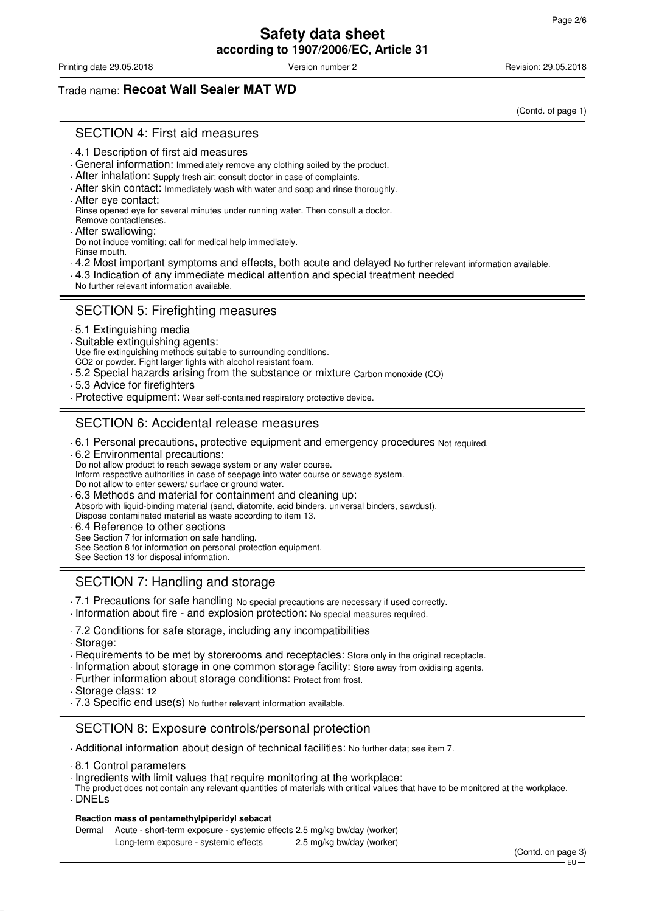Trade name: **Recoat Wall Sealer MAT WD**

(Contd. of page 1)

## SECTION 4: First aid measures

- 4.1 Description of first aid measures
- General information: Immediately remove any clothing soiled by the product.
- After inhalation: Supply fresh air; consult doctor in case of complaints.
- After skin contact: Immediately wash with water and soap and rinse thoroughly.
- After eye contact:
  Rinse opened eye for several minutes under running water. Then consult a doctor.
  Remove contactlenses.
- After swallowing:
  Do not induce vomiting; call for medical help immediately.
  Rinse mouth.
- 4.2 Most important symptoms and effects, both acute and delayed No further relevant information available.
- 4.3 Indication of any immediate medical attention and special treatment needed
  No further relevant information available.

## SECTION 5: Firefighting measures

- 5.1 Extinguishing media
- Suitable extinguishing agents:
  Use fire extinguishing methods suitable to surrounding conditions.
  $CO_2$ or powder. Fight larger fights with alcohol resistant foam.
- 5.2 Special hazards arising from the substance or mixture Carbon monoxide (CO)
- 5.3 Advice for firefighters
- Protective equipment: Wear self-contained respiratory protective device.

## SECTION 6: Accidental release measures

- 6.1 Personal precautions, protective equipment and emergency procedures Not required.
- 6.2 Environmental precautions:
  Do not allow product to reach sewage system or any water course.
  Inform respective authorities in case of seepage into water course or sewage system.
  Do not allow to enter sewers/ surface or ground water.
- 6.3 Methods and material for containment and cleaning up:
  Absorb with liquid-binding material (sand, diatomite, acid binders, universal binders, sawdust).
  Dispose contaminated material as waste according to item 13.
- 6.4 Reference to other sections
  See Section 7 for information on safe handling.
  See Section 8 for information on personal protection equipment.
  See Section 13 for disposal information.

## SECTION 7: Handling and storage

- 7.1 Precautions for safe handling No special precautions are necessary if used correctly.
- Information about fire - and explosion protection: No special measures required.
- 7.2 Conditions for safe storage, including any incompatibilities
- Storage:
- Requirements to be met by storerooms and receptacles: Store only in the original receptacle.
- Information about storage in one common storage facility: Store away from oxidising agents.
- Further information about storage conditions: Protect from frost.
- Storage class: 12
- 7.3 Specific end use(s) No further relevant information available.

## SECTION 8: Exposure controls/personal protection

- Additional information about design of technical facilities: No further data; see item 7.
- 8.1 Control parameters
- Ingredients with limit values that require monitoring at the workplace:
  The product does not contain any relevant quantities of materials with critical values that have to be monitored at the workplace.
- DNELs

**Reaction mass of pentamethylpiperidyl sebacat**

| | | |
|---|---|---|
| Dermal | Acute - short-term exposure - systemic effects | 2.5 mg/kg bw/day (worker) |
| | Long-term exposure - systemic effects | 2.5 mg/kg bw/day (worker) |

(Contd. on page 3)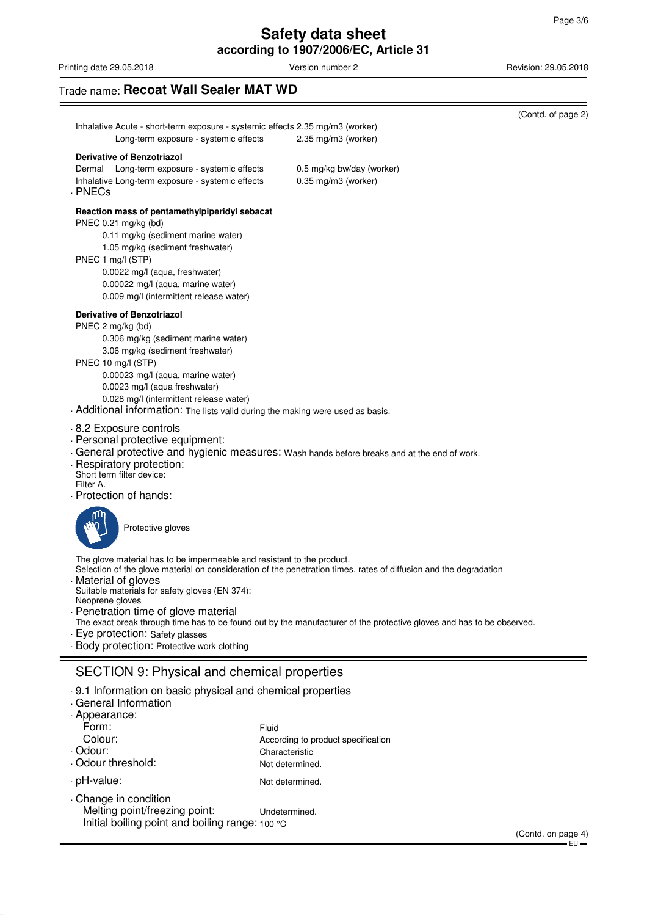(Contd. of page 2)

Inhalative Acute - short-term exposure - systemic effects 2.35 mg/m3 (worker)
Long-term exposure - systemic effects 2.35 mg/m3 (worker)

**Derivative of Benzotriazol**

Dermal Long-term exposure - systemic effects 0.5 mg/kg bw/day (worker)
Inhalative Long-term exposure - systemic effects 0.35 mg/m3 (worker)

· PNECs

**Reaction mass of pentamethylpiperidyl sebacat**

PNEC 0.21 mg/kg (bd)
0.11 mg/kg (sediment marine water)
1.05 mg/kg (sediment freshwater)
PNEC 1 mg/l (STP)
0.0022 mg/l (aqua, freshwater)
0.00022 mg/l (aqua, marine water)
0.009 mg/l (intermittent release water)

**Derivative of Benzotriazol**

PNEC 2 mg/kg (bd)
0.306 mg/kg (sediment marine water)
3.06 mg/kg (sediment freshwater)
PNEC 10 mg/l (STP)
0.00023 mg/l (aqua, marine water)
0.0023 mg/l (aqua freshwater)
0.028 mg/l (intermittent release water)

· Additional information: The lists valid during the making were used as basis.

· 8.2 Exposure controls
· Personal protective equipment:
· General protective and hygienic measures: Wash hands before breaks and at the end of work.
· Respiratory protection:
Short term filter device:
Filter A.
· Protection of hands:

Protective gloves

The glove material has to be impermeable and resistant to the product.
Selection of the glove material on consideration of the penetration times, rates of diffusion and the degradation
· Material of gloves
Suitable materials for safety gloves (EN 374):
Neoprene gloves
· Penetration time of glove material
The exact break through time has to be found out by the manufacturer of the protective gloves and has to be observed.
· Eye protection: Safety glasses
· Body protection: Protective work clothing

## SECTION 9: Physical and chemical properties

· 9.1 Information on basic physical and chemical properties
· General Information
· Appearance:

| | |
|---|---|
| Form: | Fluid |
| Colour: | According to product specification |
| · Odour: | Characteristic |
| · Odour threshold: | Not determined. |
| · pH-value: | Not determined. |
| · Change in condition | |
| Melting point/freezing point: | Undetermined. |
| Initial boiling point and boiling range: | 100 °C |

(Contd. on page 4)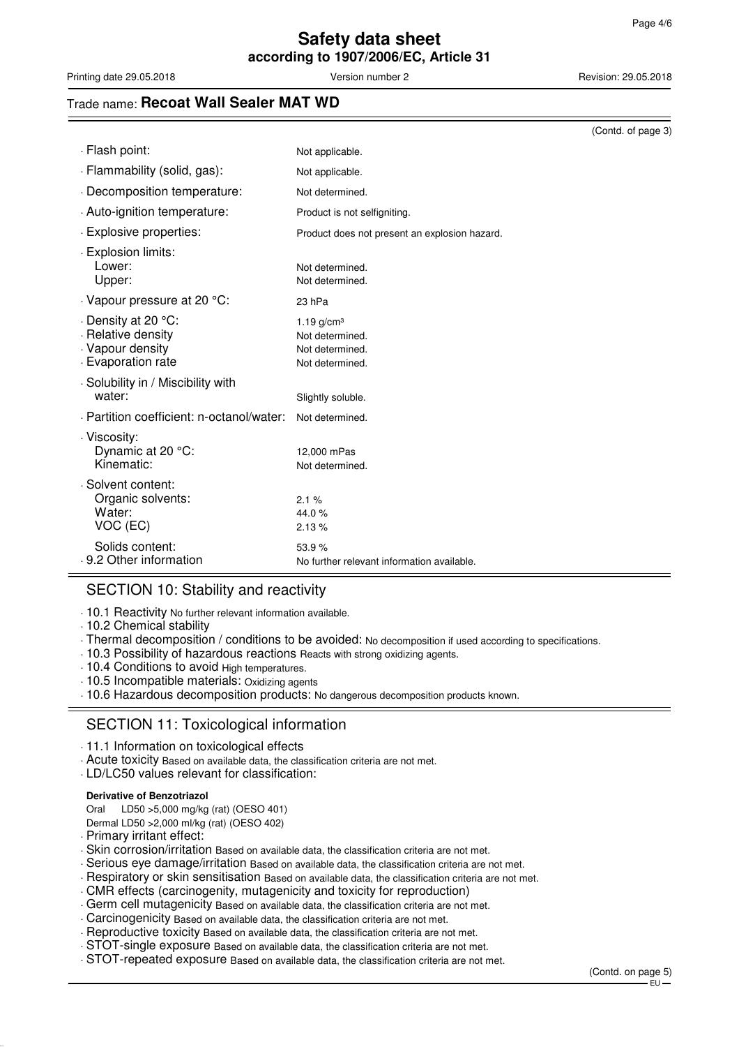# Safety data sheet
**according to 1907/2006/EC, Article 31**

Printing date 29.05.2018 Version number 2 Revision: 29.05.2018

Trade name: **Recoat Wall Sealer MAT WD**

(Contd. of page 3)

| | |
|---|---|
| · Flash point: | Not applicable. |
| · Flammability (solid, gas): | Not applicable. |
| · Decomposition temperature: | Not determined. |
| · Auto-ignition temperature: | Product is not selfigniting. |
| · Explosive properties: | Product does not present an explosion hazard. |
| · Explosion limits: | |
| Lower: | Not determined. |
| Upper: | Not determined. |
| · Vapour pressure at 20 °C: | 23 hPa |
| · Density at 20 °C: | 1.19 g/cm³ |
| · Relative density | Not determined. |
| · Vapour density | Not determined. |
| · Evaporation rate | Not determined. |
| · Solubility in / Miscibility with water: | Slightly soluble. |
| · Partition coefficient: n-octanol/water: | Not determined. |
| · Viscosity: | |
| Dynamic at 20 °C: | 12,000 mPas |
| Kinematic: | Not determined. |
| · Solvent content: | |
| Organic solvents: | 2.1 % |
| Water: | 44.0 % |
| VOC (EC) | 2.13 % |
| Solids content: | 53.9 % |
| · 9.2 Other information | No further relevant information available. |

## SECTION 10: Stability and reactivity

- · 10.1 Reactivity No further relevant information available.
- · 10.2 Chemical stability
- · Thermal decomposition / conditions to be avoided: No decomposition if used according to specifications.
- · 10.3 Possibility of hazardous reactions Reacts with strong oxidizing agents.
- · 10.4 Conditions to avoid High temperatures.
- · 10.5 Incompatible materials: Oxidizing agents
- · 10.6 Hazardous decomposition products: No dangerous decomposition products known.

## SECTION 11: Toxicological information

- · 11.1 Information on toxicological effects
- · Acute toxicity Based on available data, the classification criteria are not met.
- · LD/LC50 values relevant for classification:

**Derivative of Benzotriazol**

| | |
|---|---|
| Oral | LD50 >5,000 mg/kg (rat) (OESO 401) |
| Dermal | LD50 >2,000 ml/kg (rat) (OESO 402) |

- · Primary irritant effect:
- · Skin corrosion/irritation Based on available data, the classification criteria are not met.
- · Serious eye damage/irritation Based on available data, the classification criteria are not met.
- · Respiratory or skin sensitisation Based on available data, the classification criteria are not met.
- · CMR effects (carcinogenity, mutagenicity and toxicity for reproduction)
- · Germ cell mutagenicity Based on available data, the classification criteria are not met.
- · Carcinogenicity Based on available data, the classification criteria are not met.
- · Reproductive toxicity Based on available data, the classification criteria are not met.
- · STOT-single exposure Based on available data, the classification criteria are not met.
- · STOT-repeated exposure Based on available data, the classification criteria are not met.

(Contd. on page 5)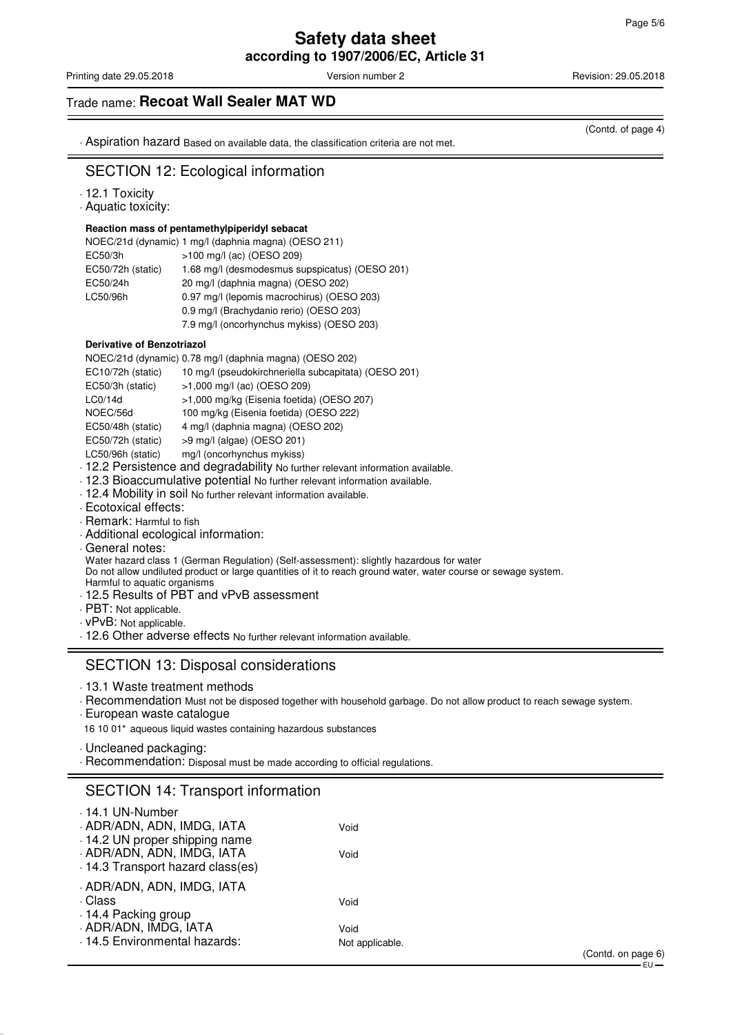(Contd. of page 4)

· Aspiration hazard Based on available data, the classification criteria are not met.

## SECTION 12: Ecological information

· 12.1 Toxicity

· Aquatic toxicity:

**Reaction mass of pentamethylpiperidyl sebacat**

| | |
|---|---|
| NOEC/21d (dynamic) | 1 mg/l (daphnia magna) (OESO 211) |
| EC50/3h | >100 mg/l (ac) (OESO 209) |
| EC50/72h (static) | 1.68 mg/l (desmodesmus supspicatus) (OESO 201) |
| EC50/24h | 20 mg/l (daphnia magna) (OESO 202) |
| LC50/96h | 0.97 mg/l (lepomis macrochirus) (OESO 203) |
| | 0.9 mg/l (Brachydanio rerio) (OESO 203) |
| | 7.9 mg/l (oncorhynchus mykiss) (OESO 203) |

**Derivative of Benzotriazol**

| | |
|---|---|
| NOEC/21d (dynamic) | 0.78 mg/l (daphnia magna) (OESO 202) |
| EC10/72h (static) | 10 mg/l (pseudokirchneriella subcapitata) (OESO 201) |
| EC50/3h (static) | >1,000 mg/l (ac) (OESO 209) |
| LC0/14d | >1,000 mg/kg (Eisenia foetida) (OESO 207) |
| NOEC/56d | 100 mg/kg (Eisenia foetida) (OESO 222) |
| EC50/48h (static) | 4 mg/l (daphnia magna) (OESO 202) |
| EC50/72h (static) | >9 mg/l (algae) (OESO 201) |
| LC50/96h (static) | mg/l (oncorhynchus mykiss) |

· 12.2 Persistence and degradability No further relevant information available.

· 12.3 Bioaccumulative potential No further relevant information available.

· 12.4 Mobility in soil No further relevant information available.

· Ecotoxical effects:

· Remark: Harmful to fish

· Additional ecological information:

· General notes:

Water hazard class 1 (German Regulation) (Self-assessment): slightly hazardous for water

Do not allow undiluted product or large quantities of it to reach ground water, water course or sewage system.

Harmful to aquatic organisms

· 12.5 Results of PBT and vPvB assessment

· PBT: Not applicable.

· vPvB: Not applicable.

· 12.6 Other adverse effects No further relevant information available.

## SECTION 13: Disposal considerations

· 13.1 Waste treatment methods

· Recommendation Must not be disposed together with household garbage. Do not allow product to reach sewage system.

· European waste catalogue

16 10 01* aqueous liquid wastes containing hazardous substances

· Uncleaned packaging:

· Recommendation: Disposal must be made according to official regulations.

## SECTION 14: Transport information

| | |
|---|---|
| · 14.1 UN-Number | |
| · ADR/ADN, ADN, IMDG, IATA | Void |
| · 14.2 UN proper shipping name | |
| · ADR/ADN, ADN, IMDG, IATA | Void |
| · 14.3 Transport hazard class(es) | |
| · ADR/ADN, ADN, IMDG, IATA | |
| · Class | Void |
| · 14.4 Packing group | |
| · ADR/ADN, IMDG, IATA | Void |
| · 14.5 Environmental hazards: | Not applicable. |

(Contd. on page 6)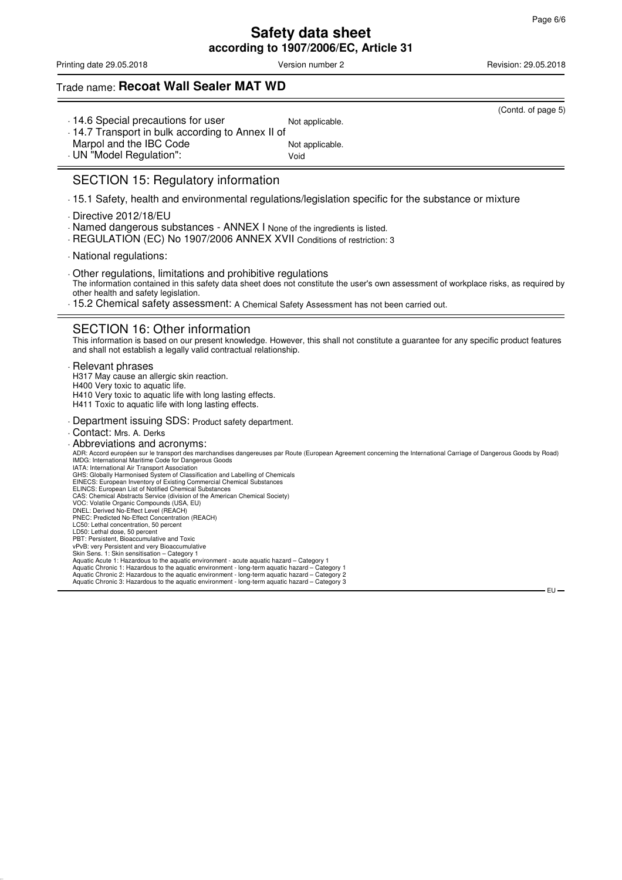(Contd. of page 5)

- 14.6 Special precautions for user: Not applicable.
- 14.7 Transport in bulk according to Annex II of Marpol and the IBC Code: Not applicable.
- UN "Model Regulation": Void

## SECTION 15: Regulatory information

- 15.1 Safety, health and environmental regulations/legislation specific for the substance or mixture

- Directive 2012/18/EU
- Named dangerous substances - ANNEX I None of the ingredients is listed.
- REGULATION (EC) No 1907/2006 ANNEX XVII Conditions of restriction: 3

- National regulations:

- Other regulations, limitations and prohibitive regulations
  The information contained in this safety data sheet does not constitute the user's own assessment of workplace risks, as required by other health and safety legislation.
- 15.2 Chemical safety assessment: A Chemical Safety Assessment has not been carried out.

## SECTION 16: Other information

This information is based on our present knowledge. However, this shall not constitute a guarantee for any specific product features and shall not establish a legally valid contractual relationship.

- Relevant phrases
  H317 May cause an allergic skin reaction.
  H400 Very toxic to aquatic life.
  H410 Very toxic to aquatic life with long lasting effects.
  H411 Toxic to aquatic life with long lasting effects.

- Department issuing SDS: Product safety department.
- Contact: Mrs. A. Derks
- Abbreviations and acronyms:
  ADR: Accord européen sur le transport des marchandises dangereuses par Route (European Agreement concerning the International Carriage of Dangerous Goods by Road)
  IMDG: International Maritime Code for Dangerous Goods
  IATA: International Air Transport Association
  GHS: Globally Harmonised System of Classification and Labelling of Chemicals
  EINECS: European Inventory of Existing Commercial Chemical Substances
  ELINCS: European List of Notified Chemical Substances
  CAS: Chemical Abstracts Service (division of the American Chemical Society)
  VOC: Volatile Organic Compounds (USA, EU)
  DNEL: Derived No-Effect Level (REACH)
  PNEC: Predicted No-Effect Concentration (REACH)
  LC50: Lethal concentration, 50 percent
  LD50: Lethal dose, 50 percent
  PBT: Persistent, Bioaccumulative and Toxic
  vPvB: very Persistent and very Bioaccumulative
  Skin Sens. 1: Skin sensitisation – Category 1
  Aquatic Acute 1: Hazardous to the aquatic environment - acute aquatic hazard – Category 1
  Aquatic Chronic 1: Hazardous to the aquatic environment - long-term aquatic hazard – Category 1
  Aquatic Chronic 2: Hazardous to the aquatic environment - long-term aquatic hazard – Category 2
  Aquatic Chronic 3: Hazardous to the aquatic environment - long-term aquatic hazard – Category 3

EU